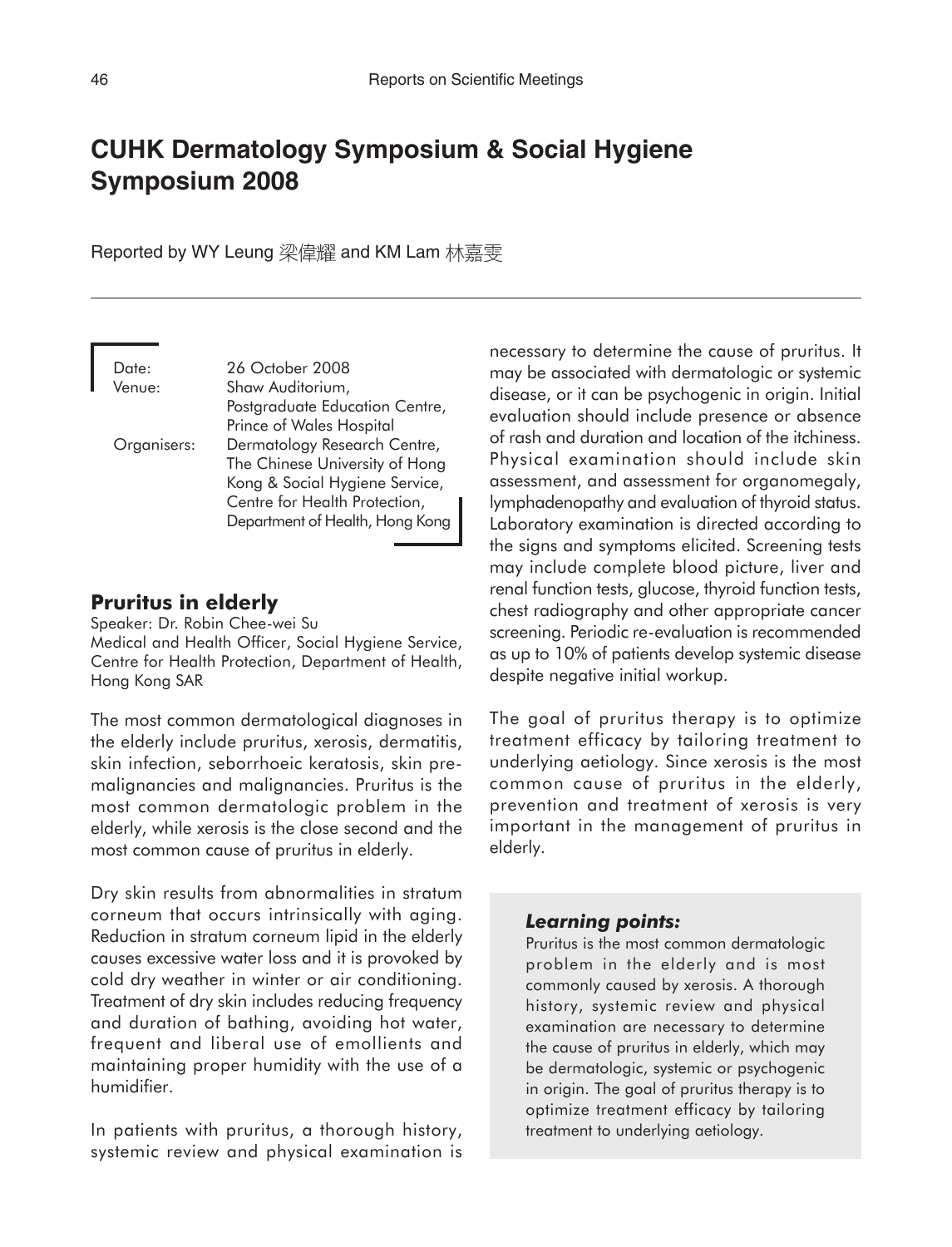# CUHK Dermatology Symposium & Social Hygiene Symposium 2008

Reported by WY Leung 梁偉耀 and KM Lam 林嘉雯

Date: 26 October 2008
Venue: Shaw Auditorium, Postgraduate Education Centre, Prince of Wales Hospital
Organisers: Dermatology Research Centre, The Chinese University of Hong Kong & Social Hygiene Service, Centre for Health Protection, Department of Health, Hong Kong

## Pruritus in elderly

Speaker: Dr. Robin Chee-wei Su
Medical and Health Officer, Social Hygiene Service, Centre for Health Protection, Department of Health, Hong Kong SAR

The most common dermatological diagnoses in the elderly include pruritus, xerosis, dermatitis, skin infection, seborrhoeic keratosis, skin pre-malignancies and malignancies. Pruritus is the most common dermatologic problem in the elderly, while xerosis is the close second and the most common cause of pruritus in elderly.

Dry skin results from abnormalities in stratum corneum that occurs intrinsically with aging. Reduction in stratum corneum lipid in the elderly causes excessive water loss and it is provoked by cold dry weather in winter or air conditioning. Treatment of dry skin includes reducing frequency and duration of bathing, avoiding hot water, frequent and liberal use of emollients and maintaining proper humidity with the use of a humidifier.

In patients with pruritus, a thorough history, systemic review and physical examination is necessary to determine the cause of pruritus. It may be associated with dermatologic or systemic disease, or it can be psychogenic in origin. Initial evaluation should include presence or absence of rash and duration and location of the itchiness. Physical examination should include skin assessment, and assessment for organomegaly, lymphadenopathy and evaluation of thyroid status. Laboratory examination is directed according to the signs and symptoms elicited. Screening tests may include complete blood picture, liver and renal function tests, glucose, thyroid function tests, chest radiography and other appropriate cancer screening. Periodic re-evaluation is recommended as up to 10% of patients develop systemic disease despite negative initial workup.

The goal of pruritus therapy is to optimize treatment efficacy by tailoring treatment to underlying aetiology. Since xerosis is the most common cause of pruritus in the elderly, prevention and treatment of xerosis is very important in the management of pruritus in elderly.

> ***Learning points:***
>
> Pruritus is the most common dermatologic problem in the elderly and is most commonly caused by xerosis. A thorough history, systemic review and physical examination are necessary to determine the cause of pruritus in elderly, which may be dermatologic, systemic or psychogenic in origin. The goal of pruritus therapy is to optimize treatment efficacy by tailoring treatment to underlying aetiology.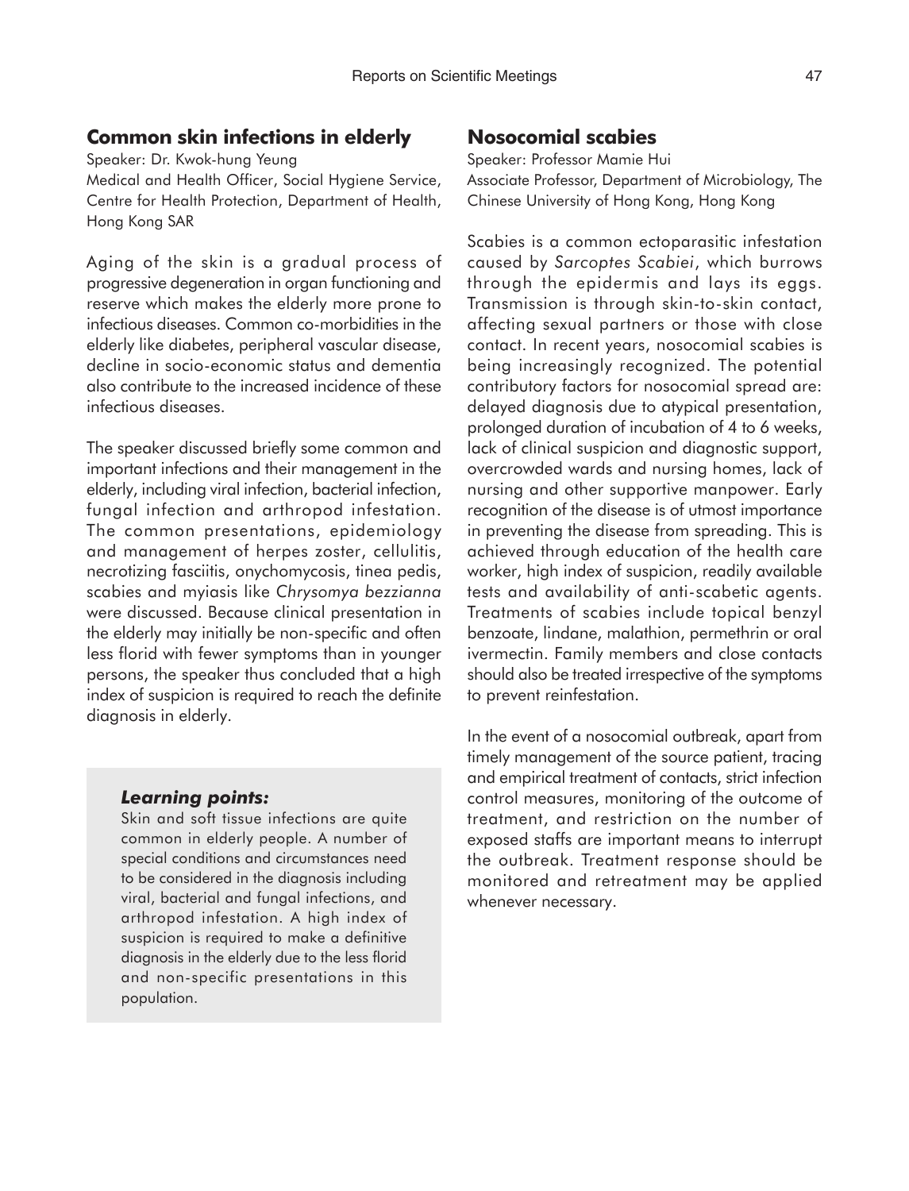## Common skin infections in elderly

Speaker: Dr. Kwok-hung Yeung

Medical and Health Officer, Social Hygiene Service, Centre for Health Protection, Department of Health, Hong Kong SAR

Aging of the skin is a gradual process of progressive degeneration in organ functioning and reserve which makes the elderly more prone to infectious diseases. Common co-morbidities in the elderly like diabetes, peripheral vascular disease, decline in socio-economic status and dementia also contribute to the increased incidence of these infectious diseases.

The speaker discussed briefly some common and important infections and their management in the elderly, including viral infection, bacterial infection, fungal infection and arthropod infestation. The common presentations, epidemiology and management of herpes zoster, cellulitis, necrotizing fasciitis, onychomycosis, tinea pedis, scabies and myiasis like *Chrysomya bezzianna* were discussed. Because clinical presentation in the elderly may initially be non-specific and often less florid with fewer symptoms than in younger persons, the speaker thus concluded that a high index of suspicion is required to reach the definite diagnosis in elderly.

> ***Learning points:***
>
> Skin and soft tissue infections are quite common in elderly people. A number of special conditions and circumstances need to be considered in the diagnosis including viral, bacterial and fungal infections, and arthropod infestation. A high index of suspicion is required to make a definitive diagnosis in the elderly due to the less florid and non-specific presentations in this population.

## Nosocomial scabies

Speaker: Professor Mamie Hui

Associate Professor, Department of Microbiology, The Chinese University of Hong Kong, Hong Kong

Scabies is a common ectoparasitic infestation caused by *Sarcoptes Scabiei*, which burrows through the epidermis and lays its eggs. Transmission is through skin-to-skin contact, affecting sexual partners or those with close contact. In recent years, nosocomial scabies is being increasingly recognized. The potential contributory factors for nosocomial spread are: delayed diagnosis due to atypical presentation, prolonged duration of incubation of 4 to 6 weeks, lack of clinical suspicion and diagnostic support, overcrowded wards and nursing homes, lack of nursing and other supportive manpower. Early recognition of the disease is of utmost importance in preventing the disease from spreading. This is achieved through education of the health care worker, high index of suspicion, readily available tests and availability of anti-scabetic agents. Treatments of scabies include topical benzyl benzoate, lindane, malathion, permethrin or oral ivermectin. Family members and close contacts should also be treated irrespective of the symptoms to prevent reinfestation.

In the event of a nosocomial outbreak, apart from timely management of the source patient, tracing and empirical treatment of contacts, strict infection control measures, monitoring of the outcome of treatment, and restriction on the number of exposed staffs are important means to interrupt the outbreak. Treatment response should be monitored and retreatment may be applied whenever necessary.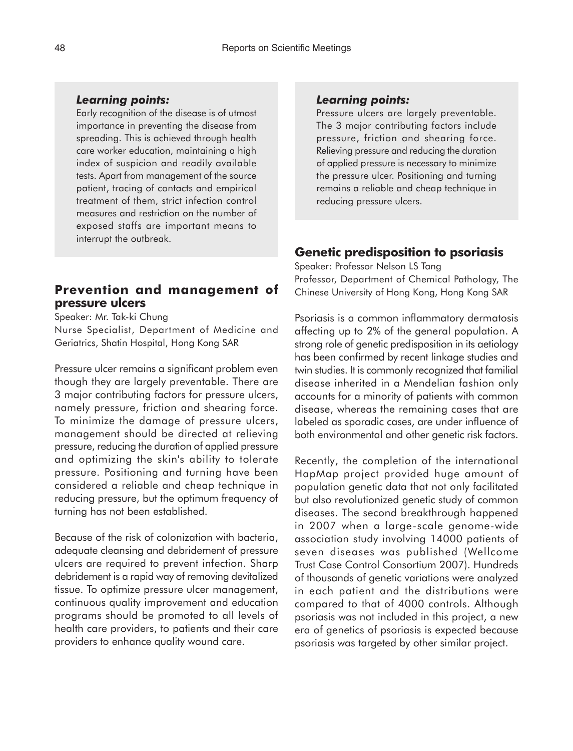***Learning points:***

Early recognition of the disease is of utmost importance in preventing the disease from spreading. This is achieved through health care worker education, maintaining a high index of suspicion and readily available tests. Apart from management of the source patient, tracing of contacts and empirical treatment of them, strict infection control measures and restriction on the number of exposed staffs are important means to interrupt the outbreak.

## Prevention and management of pressure ulcers

Speaker: Mr. Tak-ki Chung

Nurse Specialist, Department of Medicine and Geriatrics, Shatin Hospital, Hong Kong SAR

Pressure ulcer remains a significant problem even though they are largely preventable. There are 3 major contributing factors for pressure ulcers, namely pressure, friction and shearing force. To minimize the damage of pressure ulcers, management should be directed at relieving pressure, reducing the duration of applied pressure and optimizing the skin's ability to tolerate pressure. Positioning and turning have been considered a reliable and cheap technique in reducing pressure, but the optimum frequency of turning has not been established.

Because of the risk of colonization with bacteria, adequate cleansing and debridement of pressure ulcers are required to prevent infection. Sharp debridement is a rapid way of removing devitalized tissue. To optimize pressure ulcer management, continuous quality improvement and education programs should be promoted to all levels of health care providers, to patients and their care providers to enhance quality wound care.

***Learning points:***

Pressure ulcers are largely preventable. The 3 major contributing factors include pressure, friction and shearing force. Relieving pressure and reducing the duration of applied pressure is necessary to minimize the pressure ulcer. Positioning and turning remains a reliable and cheap technique in reducing pressure ulcers.

## Genetic predisposition to psoriasis

Speaker: Professor Nelson LS Tang

Professor, Department of Chemical Pathology, The Chinese University of Hong Kong, Hong Kong SAR

Psoriasis is a common inflammatory dermatosis affecting up to 2% of the general population. A strong role of genetic predisposition in its aetiology has been confirmed by recent linkage studies and twin studies. It is commonly recognized that familial disease inherited in a Mendelian fashion only accounts for a minority of patients with common disease, whereas the remaining cases that are labeled as sporadic cases, are under influence of both environmental and other genetic risk factors.

Recently, the completion of the international HapMap project provided huge amount of population genetic data that not only facilitated but also revolutionized genetic study of common diseases. The second breakthrough happened in 2007 when a large-scale genome-wide association study involving 14000 patients of seven diseases was published (Wellcome Trust Case Control Consortium 2007). Hundreds of thousands of genetic variations were analyzed in each patient and the distributions were compared to that of 4000 controls. Although psoriasis was not included in this project, a new era of genetics of psoriasis is expected because psoriasis was targeted by other similar project.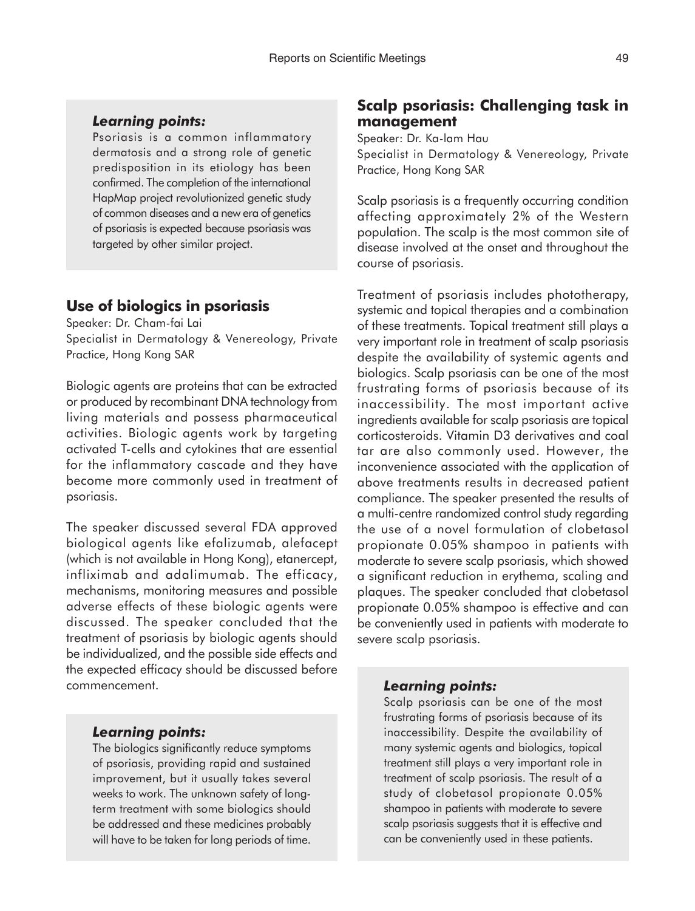***Learning points:***

Psoriasis is a common inflammatory dermatosis and a strong role of genetic predisposition in its etiology has been confirmed. The completion of the international HapMap project revolutionized genetic study of common diseases and a new era of genetics of psoriasis is expected because psoriasis was targeted by other similar project.

## Use of biologics in psoriasis

Speaker: Dr. Cham-fai Lai
Specialist in Dermatology & Venereology, Private Practice, Hong Kong SAR

Biologic agents are proteins that can be extracted or produced by recombinant DNA technology from living materials and possess pharmaceutical activities. Biologic agents work by targeting activated T-cells and cytokines that are essential for the inflammatory cascade and they have become more commonly used in treatment of psoriasis.

The speaker discussed several FDA approved biological agents like efalizumab, alefacept (which is not available in Hong Kong), etanercept, infliximab and adalimumab. The efficacy, mechanisms, monitoring measures and possible adverse effects of these biologic agents were discussed. The speaker concluded that the treatment of psoriasis by biologic agents should be individualized, and the possible side effects and the expected efficacy should be discussed before commencement.

***Learning points:***

The biologics significantly reduce symptoms of psoriasis, providing rapid and sustained improvement, but it usually takes several weeks to work. The unknown safety of long-term treatment with some biologics should be addressed and these medicines probably will have to be taken for long periods of time.

## Scalp psoriasis: Challenging task in management

Speaker: Dr. Ka-lam Hau
Specialist in Dermatology & Venereology, Private Practice, Hong Kong SAR

Scalp psoriasis is a frequently occurring condition affecting approximately 2% of the Western population. The scalp is the most common site of disease involved at the onset and throughout the course of psoriasis.

Treatment of psoriasis includes phototherapy, systemic and topical therapies and a combination of these treatments. Topical treatment still plays a very important role in treatment of scalp psoriasis despite the availability of systemic agents and biologics. Scalp psoriasis can be one of the most frustrating forms of psoriasis because of its inaccessibility. The most important active ingredients available for scalp psoriasis are topical corticosteroids. Vitamin D3 derivatives and coal tar are also commonly used. However, the inconvenience associated with the application of above treatments results in decreased patient compliance. The speaker presented the results of a multi-centre randomized control study regarding the use of a novel formulation of clobetasol propionate 0.05% shampoo in patients with moderate to severe scalp psoriasis, which showed a significant reduction in erythema, scaling and plaques. The speaker concluded that clobetasol propionate 0.05% shampoo is effective and can be conveniently used in patients with moderate to severe scalp psoriasis.

***Learning points:***

Scalp psoriasis can be one of the most frustrating forms of psoriasis because of its inaccessibility. Despite the availability of many systemic agents and biologics, topical treatment still plays a very important role in treatment of scalp psoriasis. The result of a study of clobetasol propionate 0.05% shampoo in patients with moderate to severe scalp psoriasis suggests that it is effective and can be conveniently used in these patients.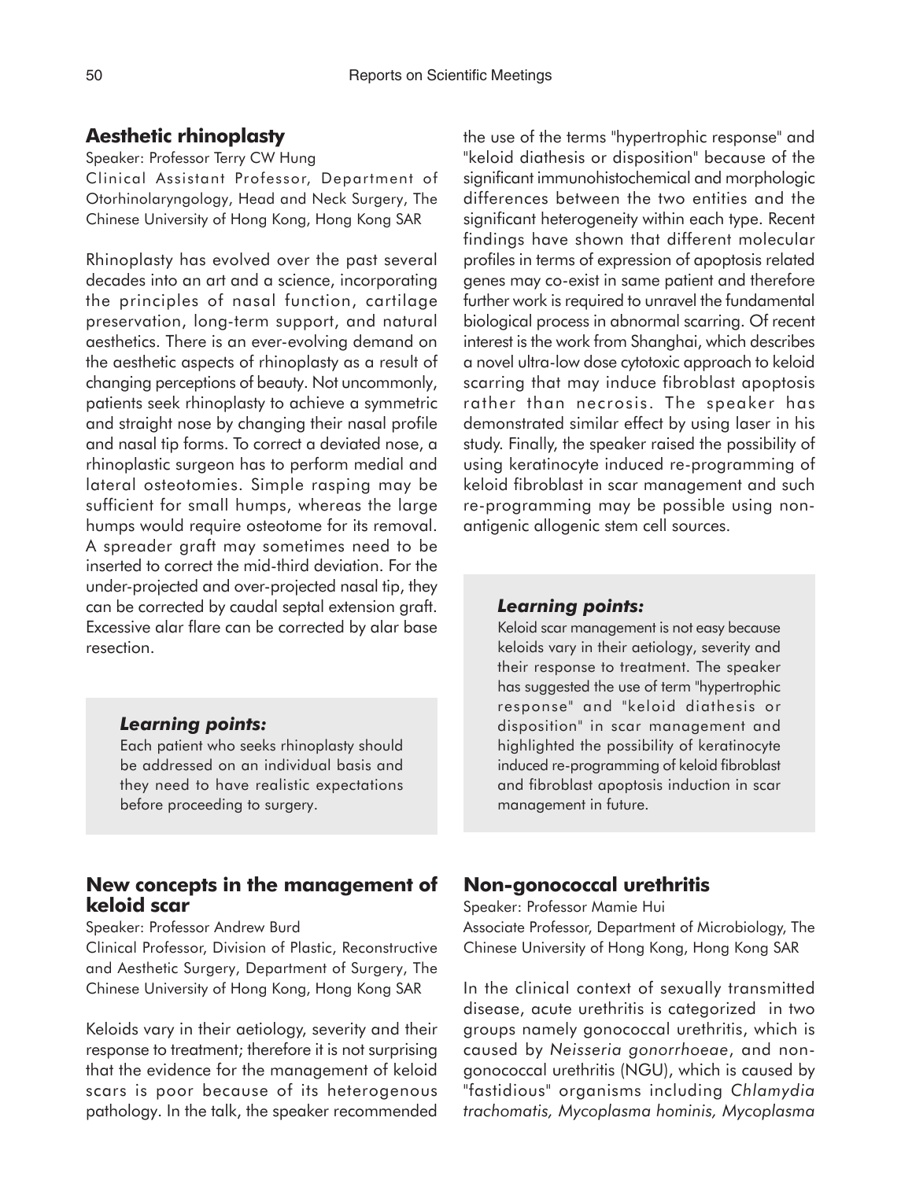## Aesthetic rhinoplasty

Speaker: Professor Terry CW Hung

Clinical Assistant Professor, Department of Otorhinolaryngology, Head and Neck Surgery, The Chinese University of Hong Kong, Hong Kong SAR

Rhinoplasty has evolved over the past several decades into an art and a science, incorporating the principles of nasal function, cartilage preservation, long-term support, and natural aesthetics. There is an ever-evolving demand on the aesthetic aspects of rhinoplasty as a result of changing perceptions of beauty. Not uncommonly, patients seek rhinoplasty to achieve a symmetric and straight nose by changing their nasal profile and nasal tip forms. To correct a deviated nose, a rhinoplastic surgeon has to perform medial and lateral osteotomies. Simple rasping may be sufficient for small humps, whereas the large humps would require osteotome for its removal. A spreader graft may sometimes need to be inserted to correct the mid-third deviation. For the under-projected and over-projected nasal tip, they can be corrected by caudal septal extension graft. Excessive alar flare can be corrected by alar base resection.

> ***Learning points:***
>
> Each patient who seeks rhinoplasty should be addressed on an individual basis and they need to have realistic expectations before proceeding to surgery.

## New concepts in the management of keloid scar

Speaker: Professor Andrew Burd

Clinical Professor, Division of Plastic, Reconstructive and Aesthetic Surgery, Department of Surgery, The Chinese University of Hong Kong, Hong Kong SAR

Keloids vary in their aetiology, severity and their response to treatment; therefore it is not surprising that the evidence for the management of keloid scars is poor because of its heterogenous pathology. In the talk, the speaker recommended the use of the terms "hypertrophic response" and "keloid diathesis or disposition" because of the significant immunohistochemical and morphologic differences between the two entities and the significant heterogeneity within each type. Recent findings have shown that different molecular profiles in terms of expression of apoptosis related genes may co-exist in same patient and therefore further work is required to unravel the fundamental biological process in abnormal scarring. Of recent interest is the work from Shanghai, which describes a novel ultra-low dose cytotoxic approach to keloid scarring that may induce fibroblast apoptosis rather than necrosis. The speaker has demonstrated similar effect by using laser in his study. Finally, the speaker raised the possibility of using keratinocyte induced re-programming of keloid fibroblast in scar management and such re-programming may be possible using non-antigenic allogenic stem cell sources.

> ***Learning points:***
>
> Keloid scar management is not easy because keloids vary in their aetiology, severity and their response to treatment. The speaker has suggested the use of term "hypertrophic response" and "keloid diathesis or disposition" in scar management and highlighted the possibility of keratinocyte induced re-programming of keloid fibroblast and fibroblast apoptosis induction in scar management in future.

## Non-gonococcal urethritis

Speaker: Professor Mamie Hui

Associate Professor, Department of Microbiology, The Chinese University of Hong Kong, Hong Kong SAR

In the clinical context of sexually transmitted disease, acute urethritis is categorized in two groups namely gonococcal urethritis, which is caused by *Neisseria gonorrhoeae*, and non-gonococcal urethritis (NGU), which is caused by "fastidious" organisms including *Chlamydia trachomatis, Mycoplasma hominis, Mycoplasma*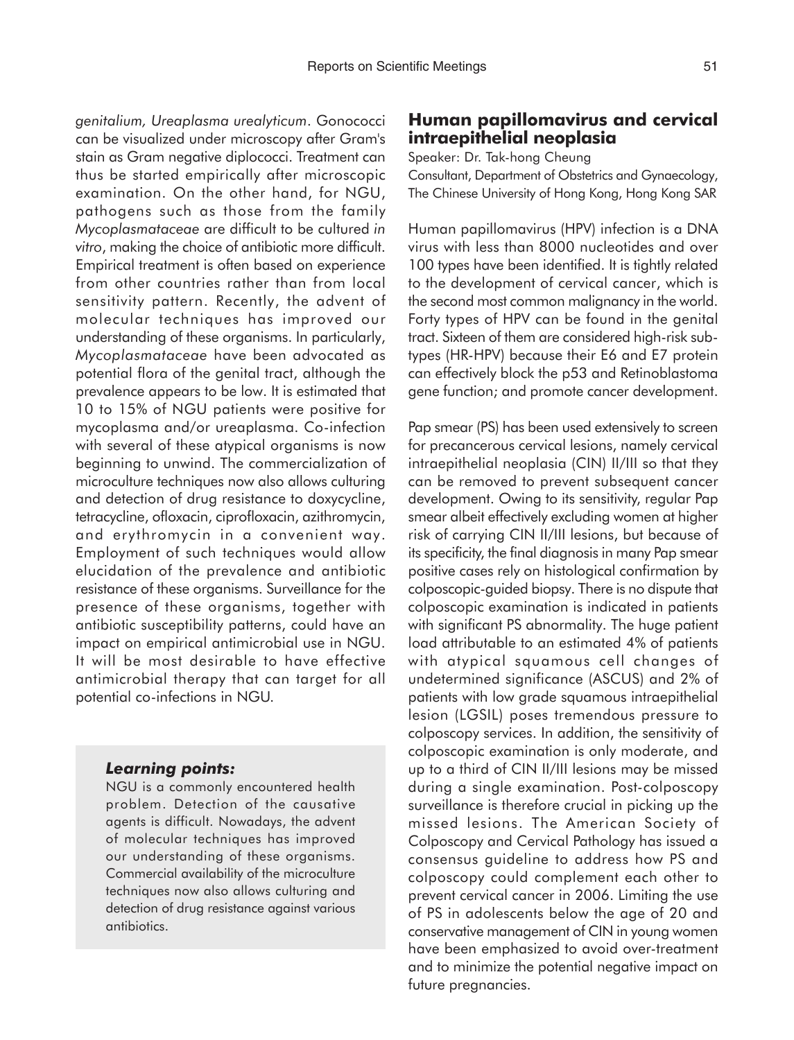*genitalium, Ureaplasma urealyticum*. Gonococci can be visualized under microscopy after Gram's stain as Gram negative diplococci. Treatment can thus be started empirically after microscopic examination. On the other hand, for NGU, pathogens such as those from the family *Mycoplasmataceae* are difficult to be cultured *in vitro*, making the choice of antibiotic more difficult. Empirical treatment is often based on experience from other countries rather than from local sensitivity pattern. Recently, the advent of molecular techniques has improved our understanding of these organisms. In particularly, *Mycoplasmataceae* have been advocated as potential flora of the genital tract, although the prevalence appears to be low. It is estimated that 10 to 15% of NGU patients were positive for mycoplasma and/or ureaplasma. Co-infection with several of these atypical organisms is now beginning to unwind. The commercialization of microculture techniques now also allows culturing and detection of drug resistance to doxycycline, tetracycline, ofloxacin, ciprofloxacin, azithromycin, and erythromycin in a convenient way. Employment of such techniques would allow elucidation of the prevalence and antibiotic resistance of these organisms. Surveillance for the presence of these organisms, together with antibiotic susceptibility patterns, could have an impact on empirical antimicrobial use in NGU. It will be most desirable to have effective antimicrobial therapy that can target for all potential co-infections in NGU.

***Learning points:***

NGU is a commonly encountered health problem. Detection of the causative agents is difficult. Nowadays, the advent of molecular techniques has improved our understanding of these organisms. Commercial availability of the microculture techniques now also allows culturing and detection of drug resistance against various antibiotics.

## Human papillomavirus and cervical intraepithelial neoplasia

Speaker: Dr. Tak-hong Cheung
Consultant, Department of Obstetrics and Gynaecology, The Chinese University of Hong Kong, Hong Kong SAR

Human papillomavirus (HPV) infection is a DNA virus with less than 8000 nucleotides and over 100 types have been identified. It is tightly related to the development of cervical cancer, which is the second most common malignancy in the world. Forty types of HPV can be found in the genital tract. Sixteen of them are considered high-risk sub-types (HR-HPV) because their E6 and E7 protein can effectively block the p53 and Retinoblastoma gene function; and promote cancer development.

Pap smear (PS) has been used extensively to screen for precancerous cervical lesions, namely cervical intraepithelial neoplasia (CIN) II/III so that they can be removed to prevent subsequent cancer development. Owing to its sensitivity, regular Pap smear albeit effectively excluding women at higher risk of carrying CIN II/III lesions, but because of its specificity, the final diagnosis in many Pap smear positive cases rely on histological confirmation by colposcopic-guided biopsy. There is no dispute that colposcopic examination is indicated in patients with significant PS abnormality. The huge patient load attributable to an estimated 4% of patients with atypical squamous cell changes of undetermined significance (ASCUS) and 2% of patients with low grade squamous intraepithelial lesion (LGSIL) poses tremendous pressure to colposcopy services. In addition, the sensitivity of colposcopic examination is only moderate, and up to a third of CIN II/III lesions may be missed during a single examination. Post-colposcopy surveillance is therefore crucial in picking up the missed lesions. The American Society of Colposcopy and Cervical Pathology has issued a consensus guideline to address how PS and colposcopy could complement each other to prevent cervical cancer in 2006. Limiting the use of PS in adolescents below the age of 20 and conservative management of CIN in young women have been emphasized to avoid over-treatment and to minimize the potential negative impact on future pregnancies.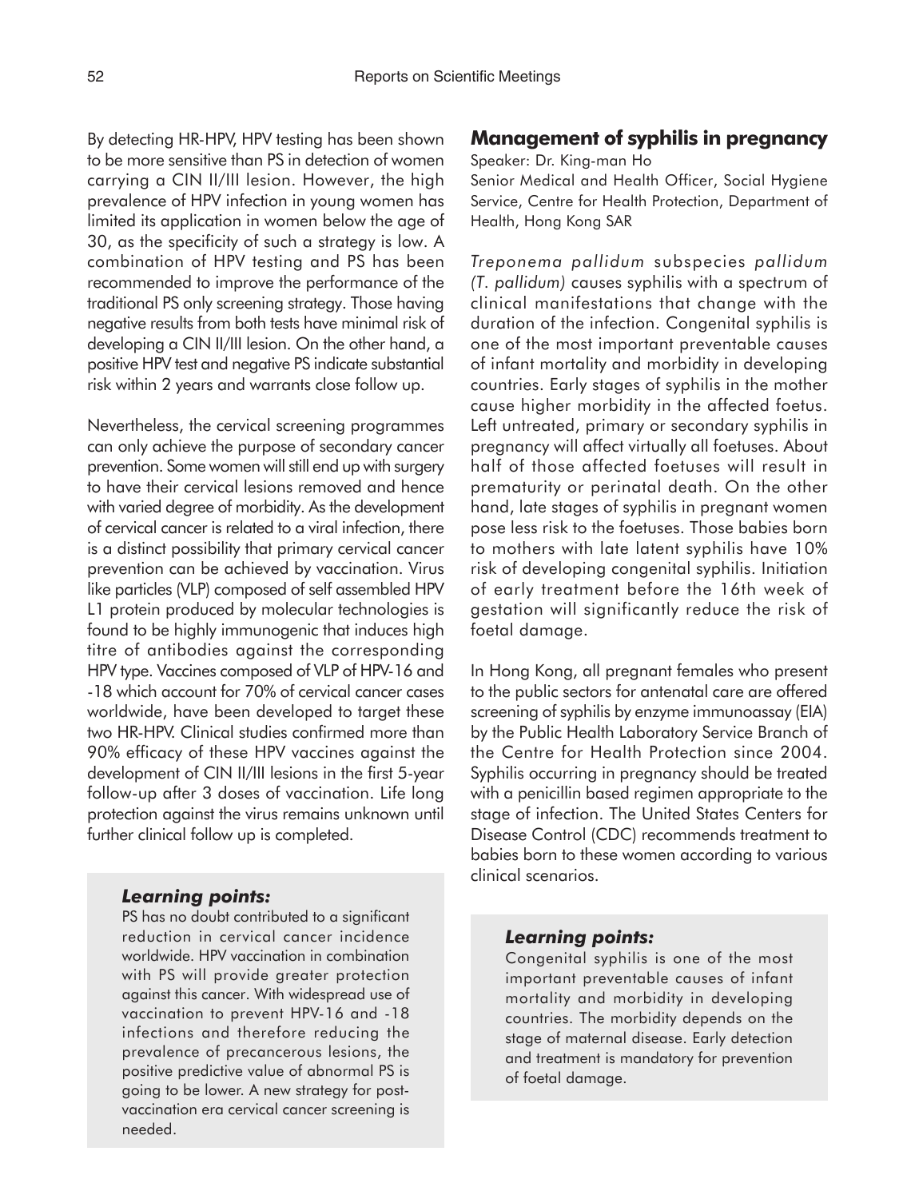By detecting HR-HPV, HPV testing has been shown to be more sensitive than PS in detection of women carrying a CIN II/III lesion. However, the high prevalence of HPV infection in young women has limited its application in women below the age of 30, as the specificity of such a strategy is low. A combination of HPV testing and PS has been recommended to improve the performance of the traditional PS only screening strategy. Those having negative results from both tests have minimal risk of developing a CIN II/III lesion. On the other hand, a positive HPV test and negative PS indicate substantial risk within 2 years and warrants close follow up.

Nevertheless, the cervical screening programmes can only achieve the purpose of secondary cancer prevention. Some women will still end up with surgery to have their cervical lesions removed and hence with varied degree of morbidity. As the development of cervical cancer is related to a viral infection, there is a distinct possibility that primary cervical cancer prevention can be achieved by vaccination. Virus like particles (VLP) composed of self assembled HPV L1 protein produced by molecular technologies is found to be highly immunogenic that induces high titre of antibodies against the corresponding HPV type. Vaccines composed of VLP of HPV-16 and -18 which account for 70% of cervical cancer cases worldwide, have been developed to target these two HR-HPV. Clinical studies confirmed more than 90% efficacy of these HPV vaccines against the development of CIN II/III lesions in the first 5-year follow-up after 3 doses of vaccination. Life long protection against the virus remains unknown until further clinical follow up is completed.

### *Learning points:*

PS has no doubt contributed to a significant reduction in cervical cancer incidence worldwide. HPV vaccination in combination with PS will provide greater protection against this cancer. With widespread use of vaccination to prevent HPV-16 and -18 infections and therefore reducing the prevalence of precancerous lesions, the positive predictive value of abnormal PS is going to be lower. A new strategy for post-vaccination era cervical cancer screening is needed.

## Management of syphilis in pregnancy

Speaker: Dr. King-man Ho

Senior Medical and Health Officer, Social Hygiene Service, Centre for Health Protection, Department of Health, Hong Kong SAR

*Treponema pallidum* subspecies *pallidum (T. pallidum)* causes syphilis with a spectrum of clinical manifestations that change with the duration of the infection. Congenital syphilis is one of the most important preventable causes of infant mortality and morbidity in developing countries. Early stages of syphilis in the mother cause higher morbidity in the affected foetus. Left untreated, primary or secondary syphilis in pregnancy will affect virtually all foetuses. About half of those affected foetuses will result in prematurity or perinatal death. On the other hand, late stages of syphilis in pregnant women pose less risk to the foetuses. Those babies born to mothers with late latent syphilis have 10% risk of developing congenital syphilis. Initiation of early treatment before the 16th week of gestation will significantly reduce the risk of foetal damage.

In Hong Kong, all pregnant females who present to the public sectors for antenatal care are offered screening of syphilis by enzyme immunoassay (EIA) by the Public Health Laboratory Service Branch of the Centre for Health Protection since 2004. Syphilis occurring in pregnancy should be treated with a penicillin based regimen appropriate to the stage of infection. The United States Centers for Disease Control (CDC) recommends treatment to babies born to these women according to various clinical scenarios.

### *Learning points:*

Congenital syphilis is one of the most important preventable causes of infant mortality and morbidity in developing countries. The morbidity depends on the stage of maternal disease. Early detection and treatment is mandatory for prevention of foetal damage.